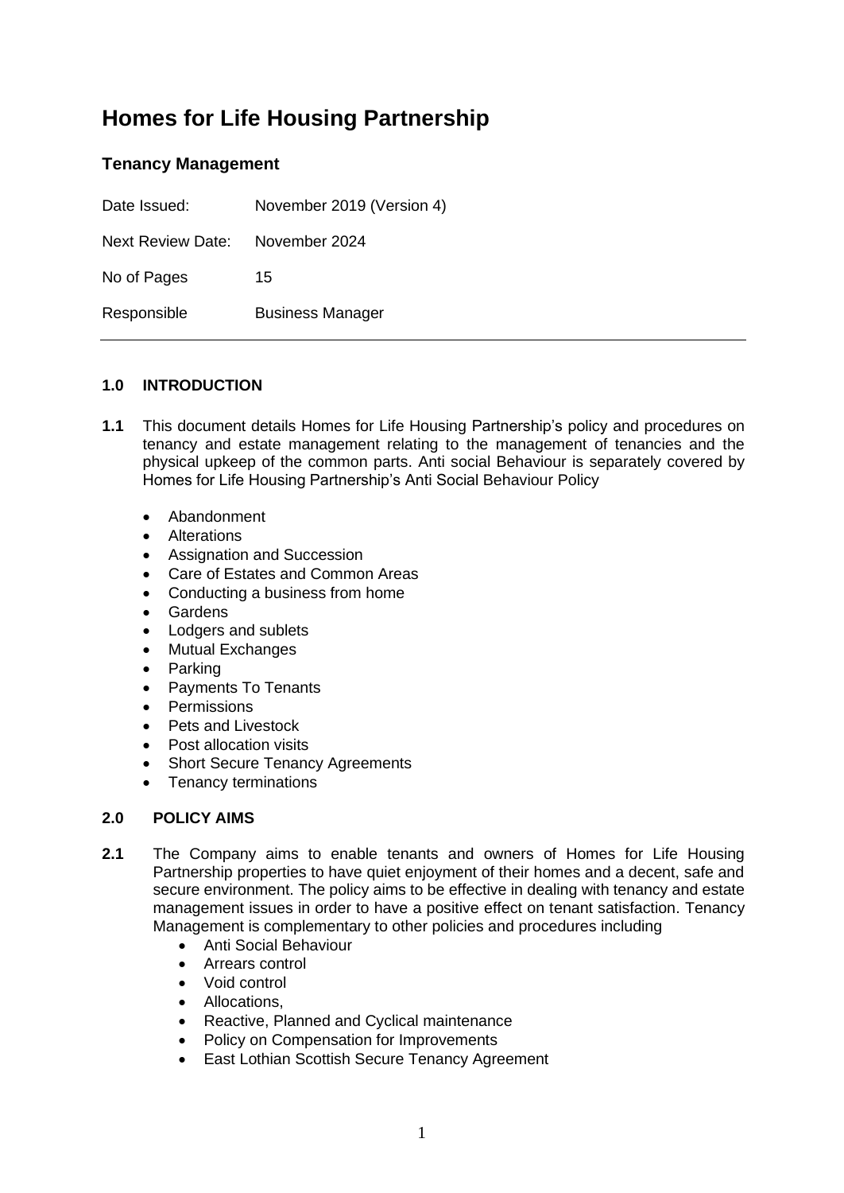# Homes for Life Housing Partnership

## Tenancy Management

| | |
|---|---|
| Date Issued: | November 2019 (Version 4) |
| Next Review Date: | November 2024 |
| No of Pages | 15 |
| Responsible | Business Manager |

---

### 1.0 INTRODUCTION

**1.1** This document details Homes for Life Housing Partnership's policy and procedures on tenancy and estate management relating to the management of tenancies and the physical upkeep of the common parts. Anti social Behaviour is separately covered by Homes for Life Housing Partnership's Anti Social Behaviour Policy

- Abandonment
- Alterations
- Assignation and Succession
- Care of Estates and Common Areas
- Conducting a business from home
- Gardens
- Lodgers and sublets
- Mutual Exchanges
- Parking
- Payments To Tenants
- Permissions
- Pets and Livestock
- Post allocation visits
- Short Secure Tenancy Agreements
- Tenancy terminations

### 2.0 POLICY AIMS

**2.1** The Company aims to enable tenants and owners of Homes for Life Housing Partnership properties to have quiet enjoyment of their homes and a decent, safe and secure environment. The policy aims to be effective in dealing with tenancy and estate management issues in order to have a positive effect on tenant satisfaction. Tenancy Management is complementary to other policies and procedures including

- Anti Social Behaviour
- Arrears control
- Void control
- Allocations,
- Reactive, Planned and Cyclical maintenance
- Policy on Compensation for Improvements
- East Lothian Scottish Secure Tenancy Agreement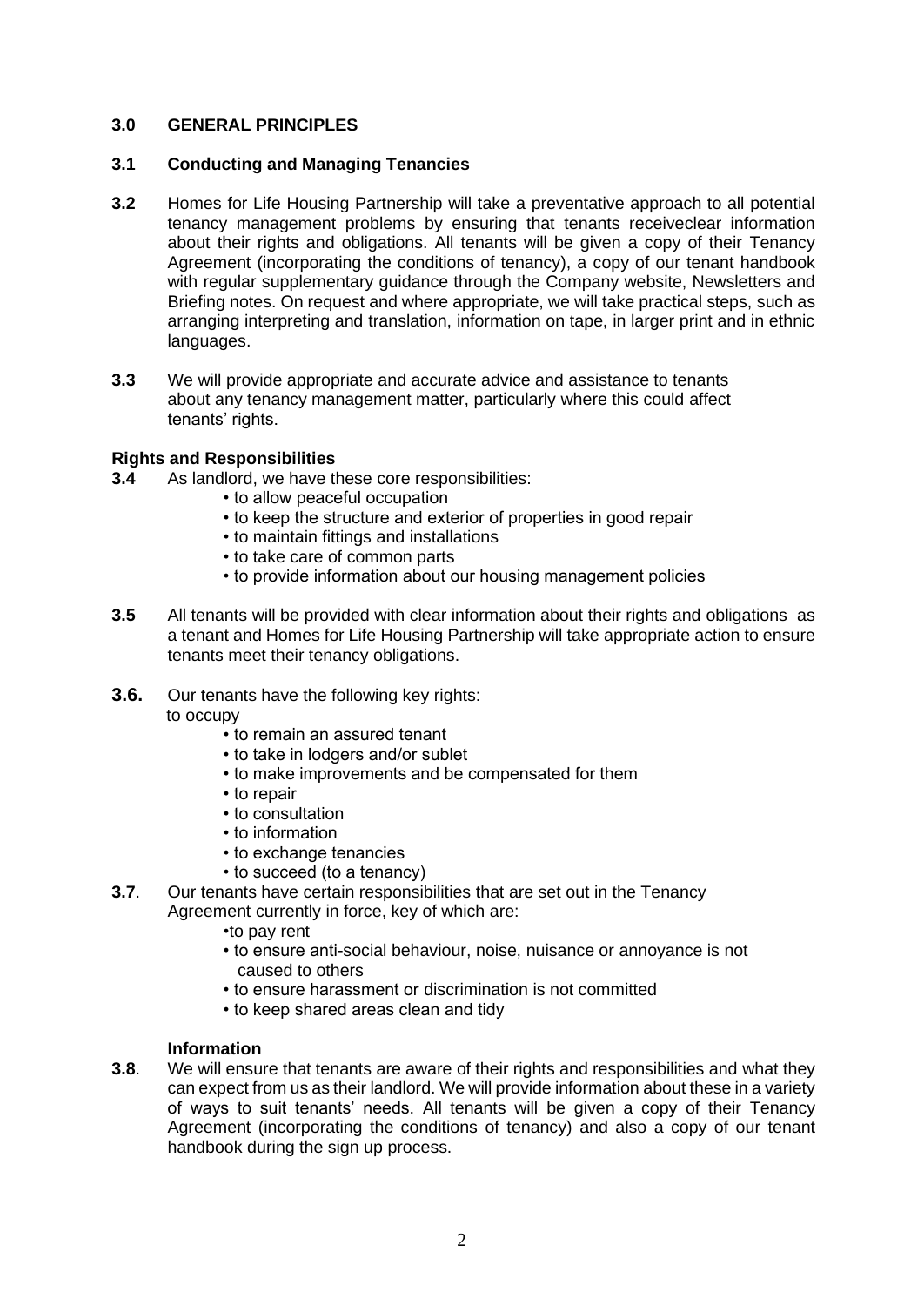## 3.0 GENERAL PRINCIPLES

### 3.1 Conducting and Managing Tenancies

**3.2** Homes for Life Housing Partnership will take a preventative approach to all potential tenancy management problems by ensuring that tenants receiveclear information about their rights and obligations. All tenants will be given a copy of their Tenancy Agreement (incorporating the conditions of tenancy), a copy of our tenant handbook with regular supplementary guidance through the Company website, Newsletters and Briefing notes. On request and where appropriate, we will take practical steps, such as arranging interpreting and translation, information on tape, in larger print and in ethnic languages.

**3.3** We will provide appropriate and accurate advice and assistance to tenants about any tenancy management matter, particularly where this could affect tenants' rights.

### Rights and Responsibilities

**3.4** As landlord, we have these core responsibilities:

- to allow peaceful occupation
- to keep the structure and exterior of properties in good repair
- to maintain fittings and installations
- to take care of common parts
- to provide information about our housing management policies

**3.5** All tenants will be provided with clear information about their rights and obligations as a tenant and Homes for Life Housing Partnership will take appropriate action to ensure tenants meet their tenancy obligations.

**3.6.** Our tenants have the following key rights:
to occupy

- to remain an assured tenant
- to take in lodgers and/or sublet
- to make improvements and be compensated for them
- to repair
- to consultation
- to information
- to exchange tenancies
- to succeed (to a tenancy)

**3.7**. Our tenants have certain responsibilities that are set out in the Tenancy Agreement currently in force, key of which are:

- to pay rent
- to ensure anti-social behaviour, noise, nuisance or annoyance is not caused to others
- to ensure harassment or discrimination is not committed
- to keep shared areas clean and tidy

### Information

**3.8**. We will ensure that tenants are aware of their rights and responsibilities and what they can expect from us as their landlord. We will provide information about these in a variety of ways to suit tenants' needs. All tenants will be given a copy of their Tenancy Agreement (incorporating the conditions of tenancy) and also a copy of our tenant handbook during the sign up process.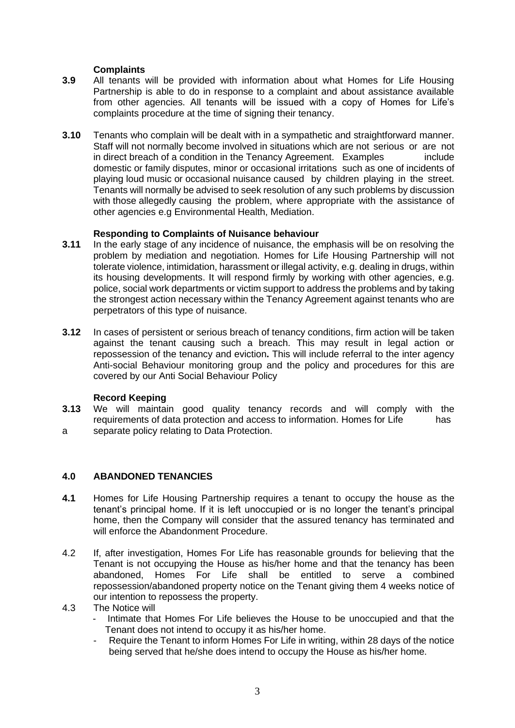### Complaints

**3.9** All tenants will be provided with information about what Homes for Life Housing Partnership is able to do in response to a complaint and about assistance available from other agencies. All tenants will be issued with a copy of Homes for Life's complaints procedure at the time of signing their tenancy.

**3.10** Tenants who complain will be dealt with in a sympathetic and straightforward manner. Staff will not normally become involved in situations which are not serious or are not in direct breach of a condition in the Tenancy Agreement. Examples include domestic or family disputes, minor or occasional irritations such as one of incidents of playing loud music or occasional nuisance caused by children playing in the street. Tenants will normally be advised to seek resolution of any such problems by discussion with those allegedly causing the problem, where appropriate with the assistance of other agencies e.g Environmental Health, Mediation.

### Responding to Complaints of Nuisance behaviour

**3.11** In the early stage of any incidence of nuisance, the emphasis will be on resolving the problem by mediation and negotiation. Homes for Life Housing Partnership will not tolerate violence, intimidation, harassment or illegal activity, e.g. dealing in drugs, within its housing developments. It will respond firmly by working with other agencies, e.g. police, social work departments or victim support to address the problems and by taking the strongest action necessary within the Tenancy Agreement against tenants who are perpetrators of this type of nuisance.

**3.12** In cases of persistent or serious breach of tenancy conditions, firm action will be taken against the tenant causing such a breach. This may result in legal action or repossession of the tenancy and eviction**.** This will include referral to the inter agency Anti-social Behaviour monitoring group and the policy and procedures for this are covered by our Anti Social Behaviour Policy

### Record Keeping

**3.13** We will maintain good quality tenancy records and will comply with the requirements of data protection and access to information. Homes for Life has a separate policy relating to Data Protection.

## 4.0 ABANDONED TENANCIES

**4.1** Homes for Life Housing Partnership requires a tenant to occupy the house as the tenant's principal home. If it is left unoccupied or is no longer the tenant's principal home, then the Company will consider that the assured tenancy has terminated and will enforce the Abandonment Procedure.

4.2 If, after investigation, Homes For Life has reasonable grounds for believing that the Tenant is not occupying the House as his/her home and that the tenancy has been abandoned, Homes For Life shall be entitled to serve a combined repossession/abandoned property notice on the Tenant giving them 4 weeks notice of our intention to repossess the property.

4.3 The Notice will

- Intimate that Homes For Life believes the House to be unoccupied and that the Tenant does not intend to occupy it as his/her home.
- Require the Tenant to inform Homes For Life in writing, within 28 days of the notice being served that he/she does intend to occupy the House as his/her home.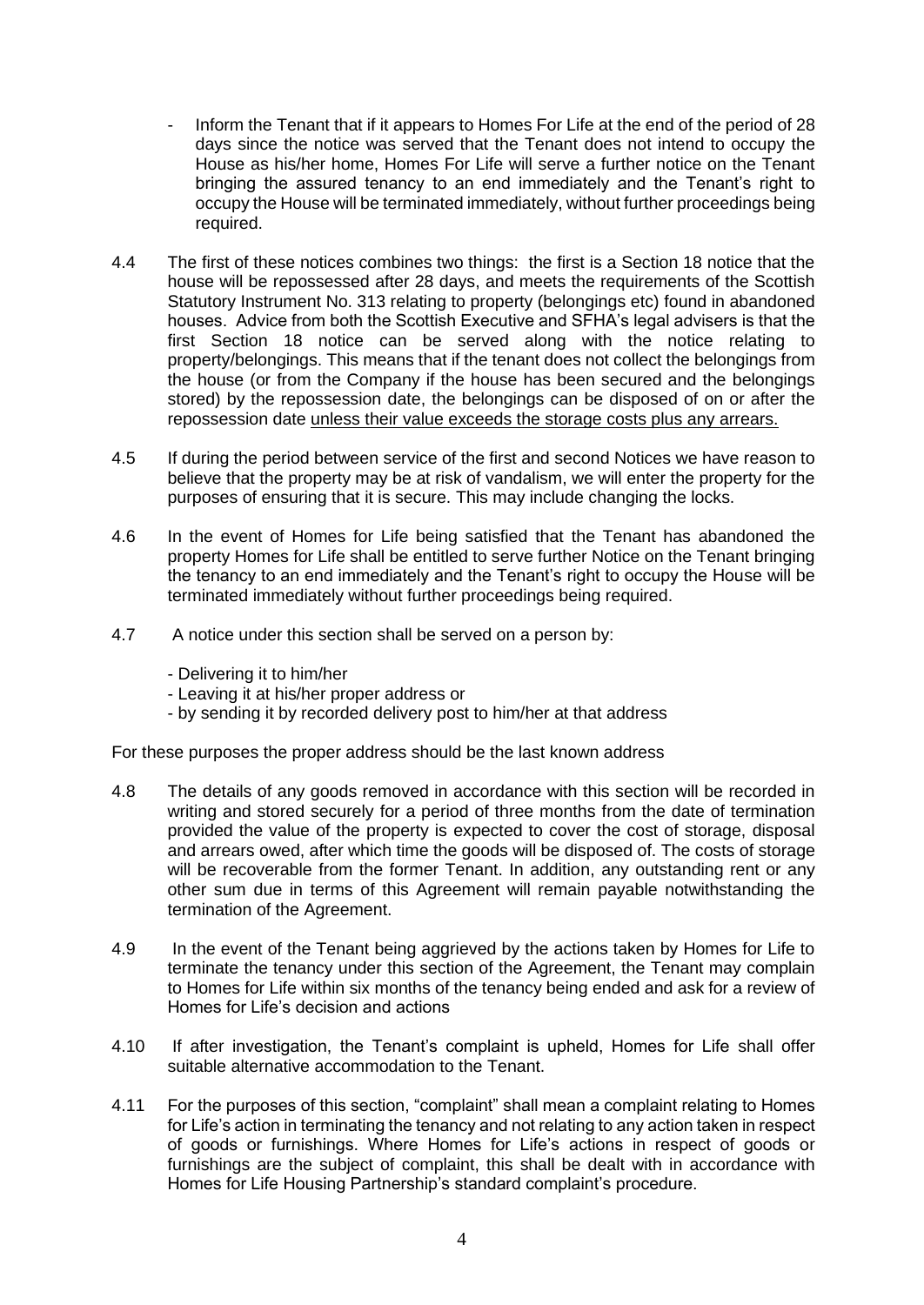- Inform the Tenant that if it appears to Homes For Life at the end of the period of 28 days since the notice was served that the Tenant does not intend to occupy the House as his/her home, Homes For Life will serve a further notice on the Tenant bringing the assured tenancy to an end immediately and the Tenant's right to occupy the House will be terminated immediately, without further proceedings being required.

4.4 The first of these notices combines two things: the first is a Section 18 notice that the house will be repossessed after 28 days, and meets the requirements of the Scottish Statutory Instrument No. 313 relating to property (belongings etc) found in abandoned houses. Advice from both the Scottish Executive and SFHA's legal advisers is that the first Section 18 notice can be served along with the notice relating to property/belongings. This means that if the tenant does not collect the belongings from the house (or from the Company if the house has been secured and the belongings stored) by the repossession date, the belongings can be disposed of on or after the repossession date <u>unless their value exceeds the storage costs plus any arrears.</u>

4.5 If during the period between service of the first and second Notices we have reason to believe that the property may be at risk of vandalism, we will enter the property for the purposes of ensuring that it is secure. This may include changing the locks.

4.6 In the event of Homes for Life being satisfied that the Tenant has abandoned the property Homes for Life shall be entitled to serve further Notice on the Tenant bringing the tenancy to an end immediately and the Tenant's right to occupy the House will be terminated immediately without further proceedings being required.

4.7 A notice under this section shall be served on a person by:

- Delivering it to him/her
- Leaving it at his/her proper address or
- by sending it by recorded delivery post to him/her at that address

For these purposes the proper address should be the last known address

4.8 The details of any goods removed in accordance with this section will be recorded in writing and stored securely for a period of three months from the date of termination provided the value of the property is expected to cover the cost of storage, disposal and arrears owed, after which time the goods will be disposed of. The costs of storage will be recoverable from the former Tenant. In addition, any outstanding rent or any other sum due in terms of this Agreement will remain payable notwithstanding the termination of the Agreement.

4.9 In the event of the Tenant being aggrieved by the actions taken by Homes for Life to terminate the tenancy under this section of the Agreement, the Tenant may complain to Homes for Life within six months of the tenancy being ended and ask for a review of Homes for Life's decision and actions

4.10 If after investigation, the Tenant's complaint is upheld, Homes for Life shall offer suitable alternative accommodation to the Tenant.

4.11 For the purposes of this section, "complaint" shall mean a complaint relating to Homes for Life's action in terminating the tenancy and not relating to any action taken in respect of goods or furnishings. Where Homes for Life's actions in respect of goods or furnishings are the subject of complaint, this shall be dealt with in accordance with Homes for Life Housing Partnership's standard complaint's procedure.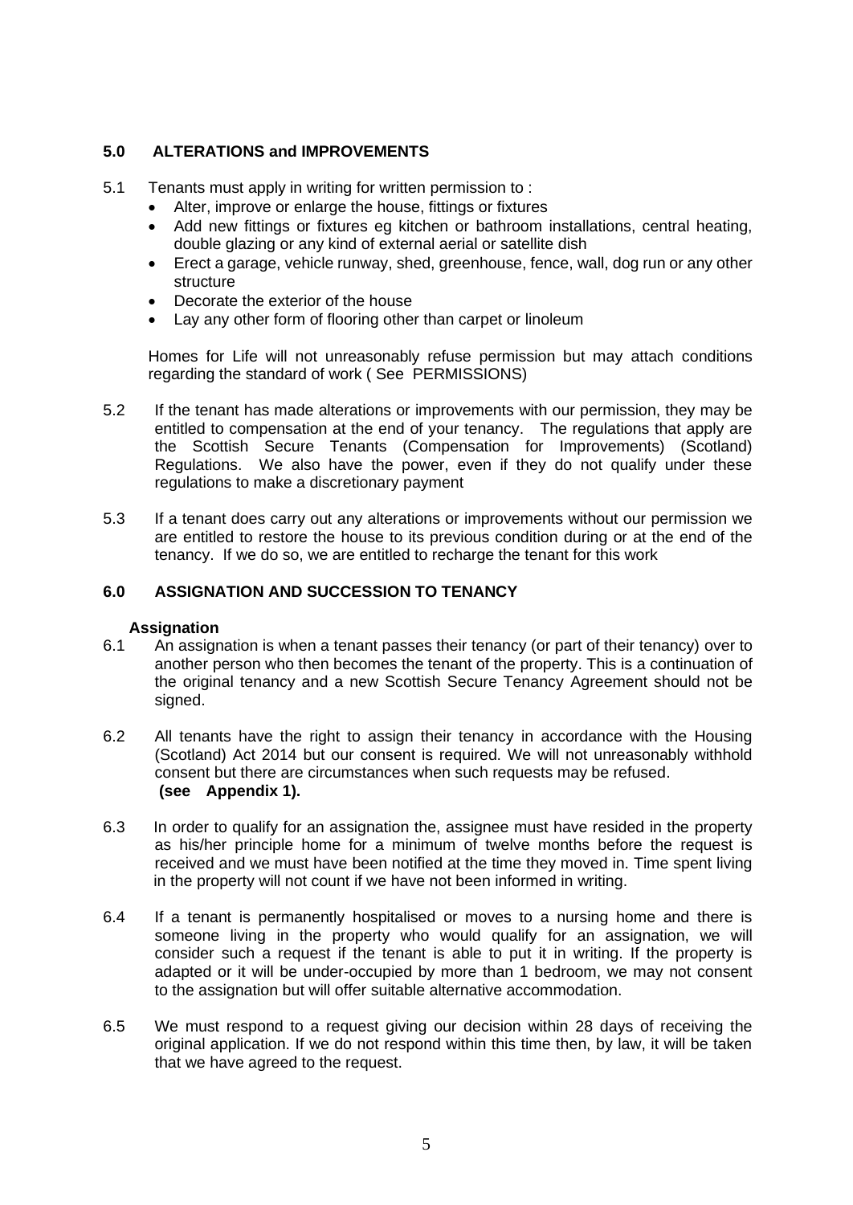## 5.0 ALTERATIONS and IMPROVEMENTS

5.1 Tenants must apply in writing for written permission to :

- Alter, improve or enlarge the house, fittings or fixtures
- Add new fittings or fixtures eg kitchen or bathroom installations, central heating, double glazing or any kind of external aerial or satellite dish
- Erect a garage, vehicle runway, shed, greenhouse, fence, wall, dog run or any other structure
- Decorate the exterior of the house
- Lay any other form of flooring other than carpet or linoleum

Homes for Life will not unreasonably refuse permission but may attach conditions regarding the standard of work ( See PERMISSIONS)

5.2 If the tenant has made alterations or improvements with our permission, they may be entitled to compensation at the end of your tenancy. The regulations that apply are the Scottish Secure Tenants (Compensation for Improvements) (Scotland) Regulations. We also have the power, even if they do not qualify under these regulations to make a discretionary payment

5.3 If a tenant does carry out any alterations or improvements without our permission we are entitled to restore the house to its previous condition during or at the end of the tenancy. If we do so, we are entitled to recharge the tenant for this work

## 6.0 ASSIGNATION AND SUCCESSION TO TENANCY

### Assignation

6.1 An assignation is when a tenant passes their tenancy (or part of their tenancy) over to another person who then becomes the tenant of the property. This is a continuation of the original tenancy and a new Scottish Secure Tenancy Agreement should not be signed.

6.2 All tenants have the right to assign their tenancy in accordance with the Housing (Scotland) Act 2014 but our consent is required. We will not unreasonably withhold consent but there are circumstances when such requests may be refused. **(see Appendix 1).**

6.3 In order to qualify for an assignation the, assignee must have resided in the property as his/her principle home for a minimum of twelve months before the request is received and we must have been notified at the time they moved in. Time spent living in the property will not count if we have not been informed in writing.

6.4 If a tenant is permanently hospitalised or moves to a nursing home and there is someone living in the property who would qualify for an assignation, we will consider such a request if the tenant is able to put it in writing. If the property is adapted or it will be under-occupied by more than 1 bedroom, we may not consent to the assignation but will offer suitable alternative accommodation.

6.5 We must respond to a request giving our decision within 28 days of receiving the original application. If we do not respond within this time then, by law, it will be taken that we have agreed to the request.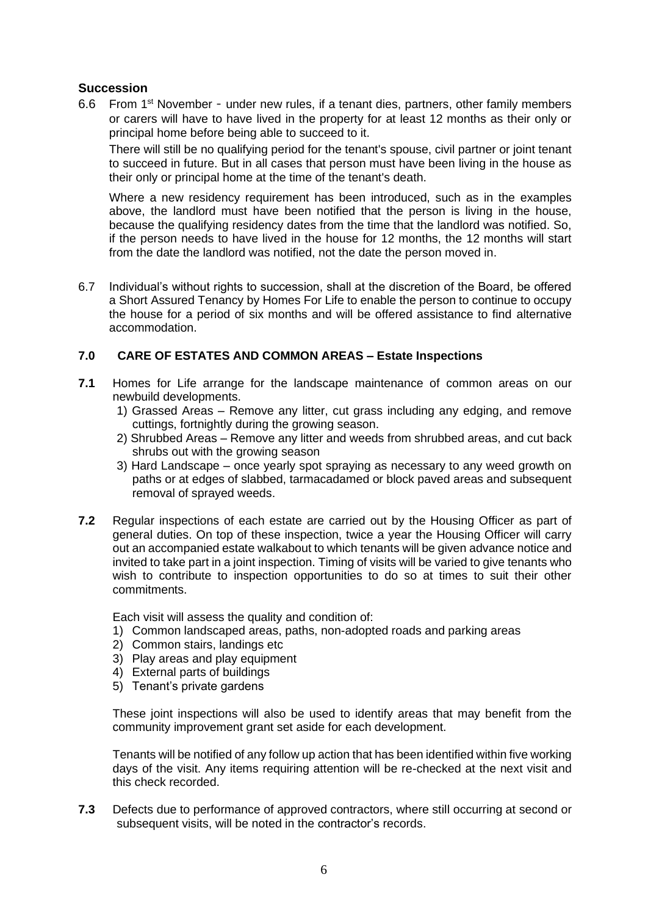## Succession

6.6 From 1st November - under new rules, if a tenant dies, partners, other family members or carers will have to have lived in the property for at least 12 months as their only or principal home before being able to succeed to it.

There will still be no qualifying period for the tenant's spouse, civil partner or joint tenant to succeed in future. But in all cases that person must have been living in the house as their only or principal home at the time of the tenant's death.

Where a new residency requirement has been introduced, such as in the examples above, the landlord must have been notified that the person is living in the house, because the qualifying residency dates from the time that the landlord was notified. So, if the person needs to have lived in the house for 12 months, the 12 months will start from the date the landlord was notified, not the date the person moved in.

6.7 Individual's without rights to succession, shall at the discretion of the Board, be offered a Short Assured Tenancy by Homes For Life to enable the person to continue to occupy the house for a period of six months and will be offered assistance to find alternative accommodation.

## 7.0 CARE OF ESTATES AND COMMON AREAS – Estate Inspections

**7.1** Homes for Life arrange for the landscape maintenance of common areas on our newbuild developments.

1) Grassed Areas – Remove any litter, cut grass including any edging, and remove cuttings, fortnightly during the growing season.
2) Shrubbed Areas – Remove any litter and weeds from shrubbed areas, and cut back shrubs out with the growing season
3) Hard Landscape – once yearly spot spraying as necessary to any weed growth on paths or at edges of slabbed, tarmacadamed or block paved areas and subsequent removal of sprayed weeds.

**7.2** Regular inspections of each estate are carried out by the Housing Officer as part of general duties. On top of these inspection, twice a year the Housing Officer will carry out an accompanied estate walkabout to which tenants will be given advance notice and invited to take part in a joint inspection. Timing of visits will be varied to give tenants who wish to contribute to inspection opportunities to do so at times to suit their other commitments.

Each visit will assess the quality and condition of:

1) Common landscaped areas, paths, non-adopted roads and parking areas
2) Common stairs, landings etc
3) Play areas and play equipment
4) External parts of buildings
5) Tenant's private gardens

These joint inspections will also be used to identify areas that may benefit from the community improvement grant set aside for each development.

Tenants will be notified of any follow up action that has been identified within five working days of the visit. Any items requiring attention will be re-checked at the next visit and this check recorded.

**7.3** Defects due to performance of approved contractors, where still occurring at second or subsequent visits, will be noted in the contractor's records.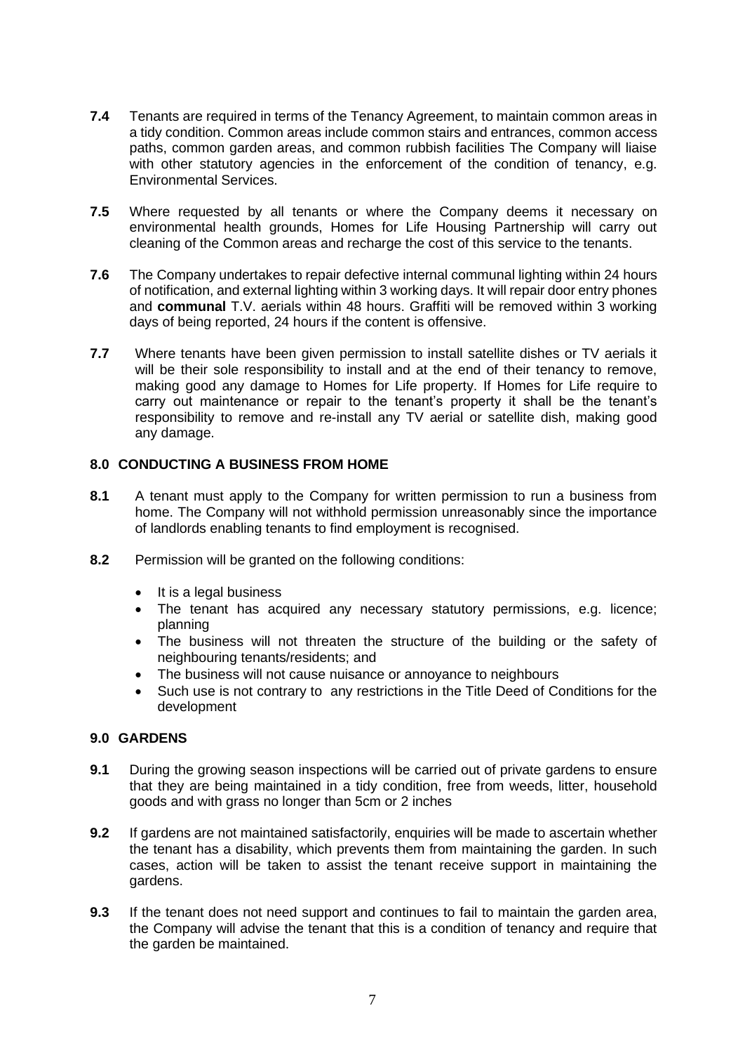**7.4** Tenants are required in terms of the Tenancy Agreement, to maintain common areas in a tidy condition. Common areas include common stairs and entrances, common access paths, common garden areas, and common rubbish facilities The Company will liaise with other statutory agencies in the enforcement of the condition of tenancy, e.g. Environmental Services.

**7.5** Where requested by all tenants or where the Company deems it necessary on environmental health grounds, Homes for Life Housing Partnership will carry out cleaning of the Common areas and recharge the cost of this service to the tenants.

**7.6** The Company undertakes to repair defective internal communal lighting within 24 hours of notification, and external lighting within 3 working days. It will repair door entry phones and **communal** T.V. aerials within 48 hours. Graffiti will be removed within 3 working days of being reported, 24 hours if the content is offensive.

**7.7** Where tenants have been given permission to install satellite dishes or TV aerials it will be their sole responsibility to install and at the end of their tenancy to remove, making good any damage to Homes for Life property. If Homes for Life require to carry out maintenance or repair to the tenant's property it shall be the tenant's responsibility to remove and re-install any TV aerial or satellite dish, making good any damage.

## 8.0 CONDUCTING A BUSINESS FROM HOME

**8.1** A tenant must apply to the Company for written permission to run a business from home. The Company will not withhold permission unreasonably since the importance of landlords enabling tenants to find employment is recognised.

**8.2** Permission will be granted on the following conditions:

- It is a legal business
- The tenant has acquired any necessary statutory permissions, e.g. licence; planning
- The business will not threaten the structure of the building or the safety of neighbouring tenants/residents; and
- The business will not cause nuisance or annoyance to neighbours
- Such use is not contrary to any restrictions in the Title Deed of Conditions for the development

## 9.0 GARDENS

**9.1** During the growing season inspections will be carried out of private gardens to ensure that they are being maintained in a tidy condition, free from weeds, litter, household goods and with grass no longer than 5cm or 2 inches

**9.2** If gardens are not maintained satisfactorily, enquiries will be made to ascertain whether the tenant has a disability, which prevents them from maintaining the garden. In such cases, action will be taken to assist the tenant receive support in maintaining the gardens.

**9.3** If the tenant does not need support and continues to fail to maintain the garden area, the Company will advise the tenant that this is a condition of tenancy and require that the garden be maintained.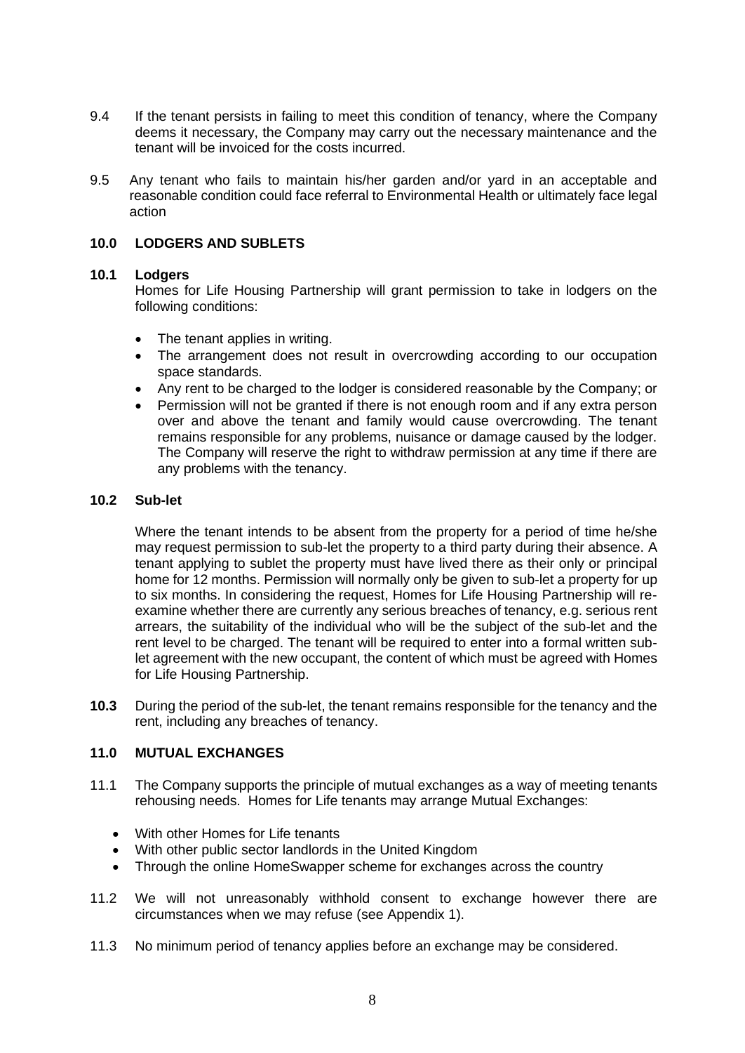9.4 If the tenant persists in failing to meet this condition of tenancy, where the Company deems it necessary, the Company may carry out the necessary maintenance and the tenant will be invoiced for the costs incurred.

9.5 Any tenant who fails to maintain his/her garden and/or yard in an acceptable and reasonable condition could face referral to Environmental Health or ultimately face legal action

## 10.0 LODGERS AND SUBLETS

### 10.1 Lodgers

Homes for Life Housing Partnership will grant permission to take in lodgers on the following conditions:

- The tenant applies in writing.
- The arrangement does not result in overcrowding according to our occupation space standards.
- Any rent to be charged to the lodger is considered reasonable by the Company; or
- Permission will not be granted if there is not enough room and if any extra person over and above the tenant and family would cause overcrowding. The tenant remains responsible for any problems, nuisance or damage caused by the lodger. The Company will reserve the right to withdraw permission at any time if there are any problems with the tenancy.

### 10.2 Sub-let

Where the tenant intends to be absent from the property for a period of time he/she may request permission to sub-let the property to a third party during their absence. A tenant applying to sublet the property must have lived there as their only or principal home for 12 months. Permission will normally only be given to sub-let a property for up to six months. In considering the request, Homes for Life Housing Partnership will re-examine whether there are currently any serious breaches of tenancy, e.g. serious rent arrears, the suitability of the individual who will be the subject of the sub-let and the rent level to be charged. The tenant will be required to enter into a formal written sub-let agreement with the new occupant, the content of which must be agreed with Homes for Life Housing Partnership.

**10.3** During the period of the sub-let, the tenant remains responsible for the tenancy and the rent, including any breaches of tenancy.

## 11.0 MUTUAL EXCHANGES

11.1 The Company supports the principle of mutual exchanges as a way of meeting tenants rehousing needs. Homes for Life tenants may arrange Mutual Exchanges:

- With other Homes for Life tenants
- With other public sector landlords in the United Kingdom
- Through the online HomeSwapper scheme for exchanges across the country

11.2 We will not unreasonably withhold consent to exchange however there are circumstances when we may refuse (see Appendix 1).

11.3 No minimum period of tenancy applies before an exchange may be considered.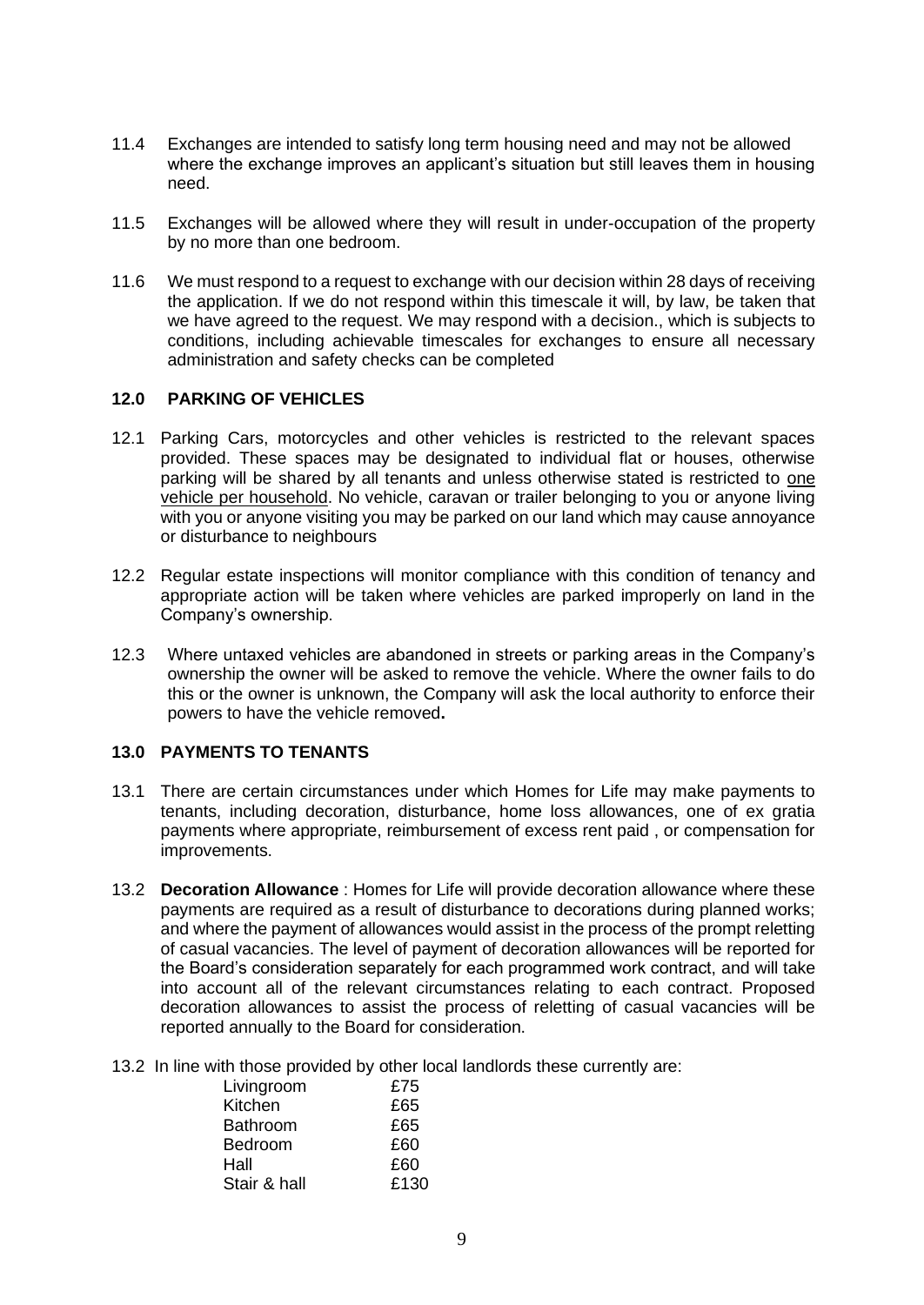11.4 Exchanges are intended to satisfy long term housing need and may not be allowed where the exchange improves an applicant's situation but still leaves them in housing need.

11.5 Exchanges will be allowed where they will result in under-occupation of the property by no more than one bedroom.

11.6 We must respond to a request to exchange with our decision within 28 days of receiving the application. If we do not respond within this timescale it will, by law, be taken that we have agreed to the request. We may respond with a decision., which is subjects to conditions, including achievable timescales for exchanges to ensure all necessary administration and safety checks can be completed

## 12.0 PARKING OF VEHICLES

12.1 Parking Cars, motorcycles and other vehicles is restricted to the relevant spaces provided. These spaces may be designated to individual flat or houses, otherwise parking will be shared by all tenants and unless otherwise stated is restricted to <u>one vehicle per household</u>. No vehicle, caravan or trailer belonging to you or anyone living with you or anyone visiting you may be parked on our land which may cause annoyance or disturbance to neighbours

12.2 Regular estate inspections will monitor compliance with this condition of tenancy and appropriate action will be taken where vehicles are parked improperly on land in the Company's ownership.

12.3 Where untaxed vehicles are abandoned in streets or parking areas in the Company's ownership the owner will be asked to remove the vehicle. Where the owner fails to do this or the owner is unknown, the Company will ask the local authority to enforce their powers to have the vehicle removed**.**

## 13.0 PAYMENTS TO TENANTS

13.1 There are certain circumstances under which Homes for Life may make payments to tenants, including decoration, disturbance, home loss allowances, one of ex gratia payments where appropriate, reimbursement of excess rent paid , or compensation for improvements.

13.2 **Decoration Allowance** : Homes for Life will provide decoration allowance where these payments are required as a result of disturbance to decorations during planned works; and where the payment of allowances would assist in the process of the prompt reletting of casual vacancies. The level of payment of decoration allowances will be reported for the Board's consideration separately for each programmed work contract, and will take into account all of the relevant circumstances relating to each contract. Proposed decoration allowances to assist the process of reletting of casual vacancies will be reported annually to the Board for consideration.

13.2 In line with those provided by other local landlords these currently are:

| | |
|---|---|
| Livingroom | £75 |
| Kitchen | £65 |
| Bathroom | £65 |
| Bedroom | £60 |
| Hall | £60 |
| Stair & hall | £130 |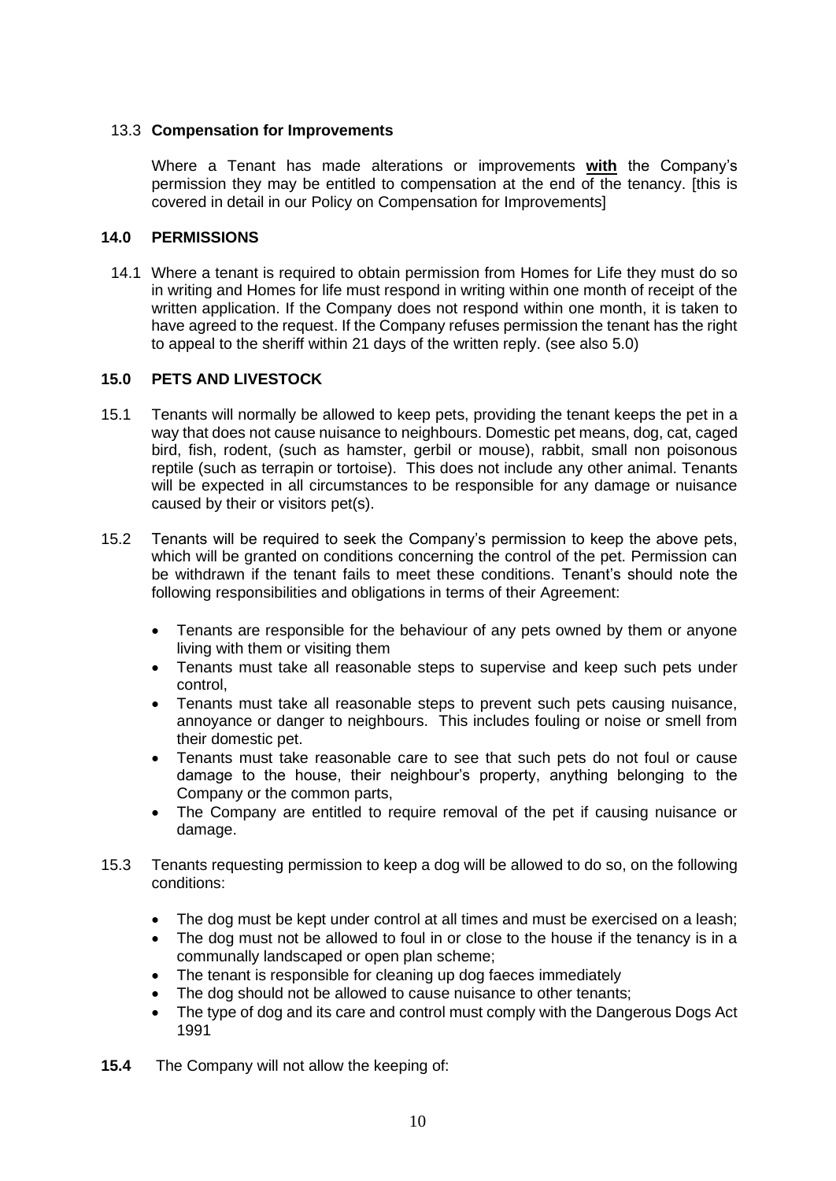### 13.3 **Compensation for Improvements**

Where a Tenant has made alterations or improvements **with** the Company's permission they may be entitled to compensation at the end of the tenancy. [this is covered in detail in our Policy on Compensation for Improvements]

## 14.0 PERMISSIONS

14.1 Where a tenant is required to obtain permission from Homes for Life they must do so in writing and Homes for life must respond in writing within one month of receipt of the written application. If the Company does not respond within one month, it is taken to have agreed to the request. If the Company refuses permission the tenant has the right to appeal to the sheriff within 21 days of the written reply. (see also 5.0)

## 15.0 PETS AND LIVESTOCK

15.1 Tenants will normally be allowed to keep pets, providing the tenant keeps the pet in a way that does not cause nuisance to neighbours. Domestic pet means, dog, cat, caged bird, fish, rodent, (such as hamster, gerbil or mouse), rabbit, small non poisonous reptile (such as terrapin or tortoise). This does not include any other animal. Tenants will be expected in all circumstances to be responsible for any damage or nuisance caused by their or visitors pet(s).

15.2 Tenants will be required to seek the Company's permission to keep the above pets, which will be granted on conditions concerning the control of the pet. Permission can be withdrawn if the tenant fails to meet these conditions. Tenant's should note the following responsibilities and obligations in terms of their Agreement:

- Tenants are responsible for the behaviour of any pets owned by them or anyone living with them or visiting them
- Tenants must take all reasonable steps to supervise and keep such pets under control,
- Tenants must take all reasonable steps to prevent such pets causing nuisance, annoyance or danger to neighbours. This includes fouling or noise or smell from their domestic pet.
- Tenants must take reasonable care to see that such pets do not foul or cause damage to the house, their neighbour's property, anything belonging to the Company or the common parts,
- The Company are entitled to require removal of the pet if causing nuisance or damage.

15.3 Tenants requesting permission to keep a dog will be allowed to do so, on the following conditions:

- The dog must be kept under control at all times and must be exercised on a leash;
- The dog must not be allowed to foul in or close to the house if the tenancy is in a communally landscaped or open plan scheme;
- The tenant is responsible for cleaning up dog faeces immediately
- The dog should not be allowed to cause nuisance to other tenants;
- The type of dog and its care and control must comply with the Dangerous Dogs Act 1991

**15.4** The Company will not allow the keeping of: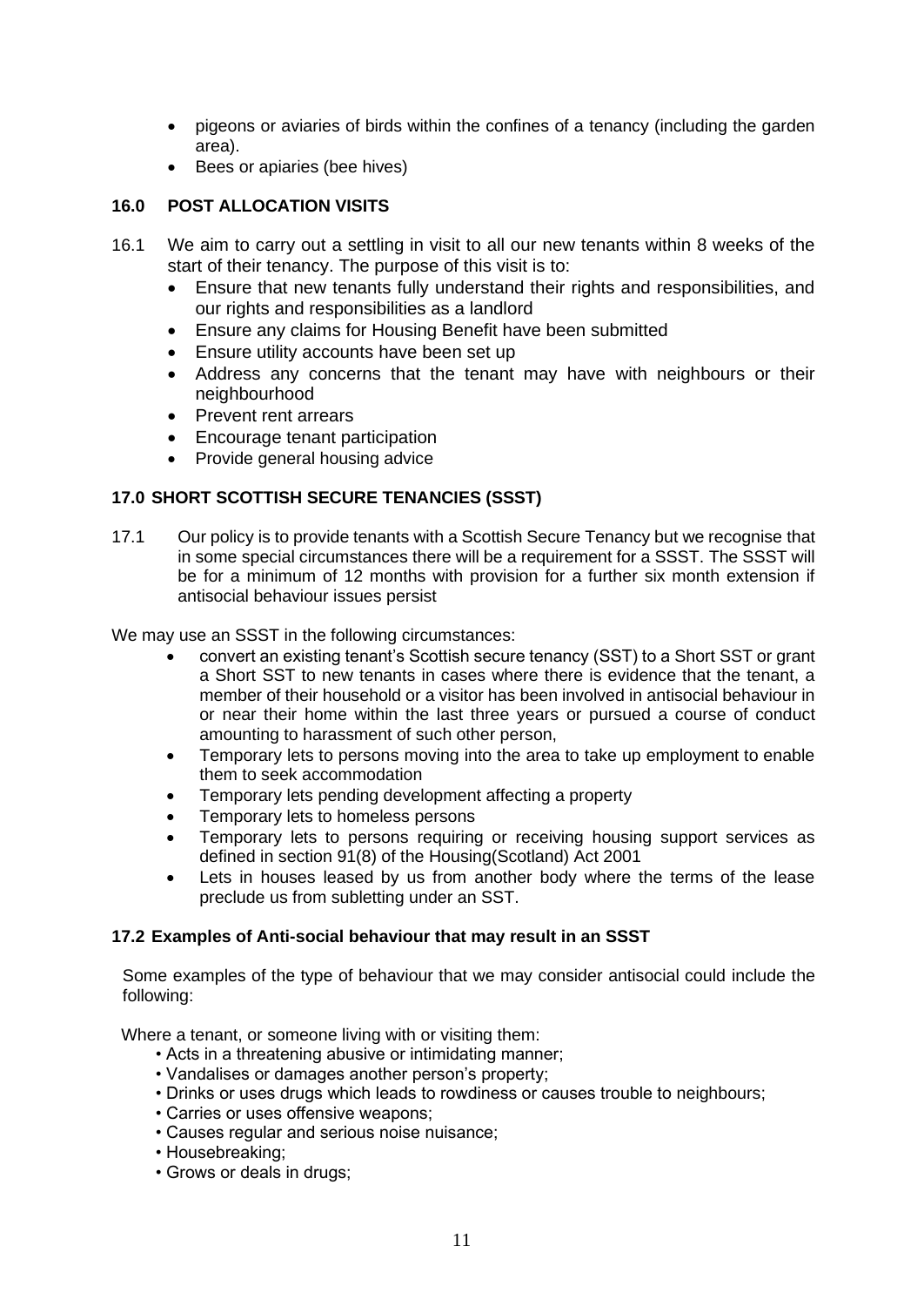- pigeons or aviaries of birds within the confines of a tenancy (including the garden area).
- Bees or apiaries (bee hives)

## 16.0 POST ALLOCATION VISITS

16.1 We aim to carry out a settling in visit to all our new tenants within 8 weeks of the start of their tenancy. The purpose of this visit is to:

- Ensure that new tenants fully understand their rights and responsibilities, and our rights and responsibilities as a landlord
- Ensure any claims for Housing Benefit have been submitted
- Ensure utility accounts have been set up
- Address any concerns that the tenant may have with neighbours or their neighbourhood
- Prevent rent arrears
- Encourage tenant participation
- Provide general housing advice

## 17.0 SHORT SCOTTISH SECURE TENANCIES (SSST)

17.1 Our policy is to provide tenants with a Scottish Secure Tenancy but we recognise that in some special circumstances there will be a requirement for a SSST. The SSST will be for a minimum of 12 months with provision for a further six month extension if antisocial behaviour issues persist

We may use an SSST in the following circumstances:

- convert an existing tenant's Scottish secure tenancy (SST) to a Short SST or grant a Short SST to new tenants in cases where there is evidence that the tenant, a member of their household or a visitor has been involved in antisocial behaviour in or near their home within the last three years or pursued a course of conduct amounting to harassment of such other person,
- Temporary lets to persons moving into the area to take up employment to enable them to seek accommodation
- Temporary lets pending development affecting a property
- Temporary lets to homeless persons
- Temporary lets to persons requiring or receiving housing support services as defined in section 91(8) of the Housing(Scotland) Act 2001
- Lets in houses leased by us from another body where the terms of the lease preclude us from subletting under an SST.

### 17.2 Examples of Anti-social behaviour that may result in an SSST

Some examples of the type of behaviour that we may consider antisocial could include the following:

Where a tenant, or someone living with or visiting them:

- Acts in a threatening abusive or intimidating manner;
- Vandalises or damages another person's property;
- Drinks or uses drugs which leads to rowdiness or causes trouble to neighbours;
- Carries or uses offensive weapons;
- Causes regular and serious noise nuisance;
- Housebreaking;
- Grows or deals in drugs;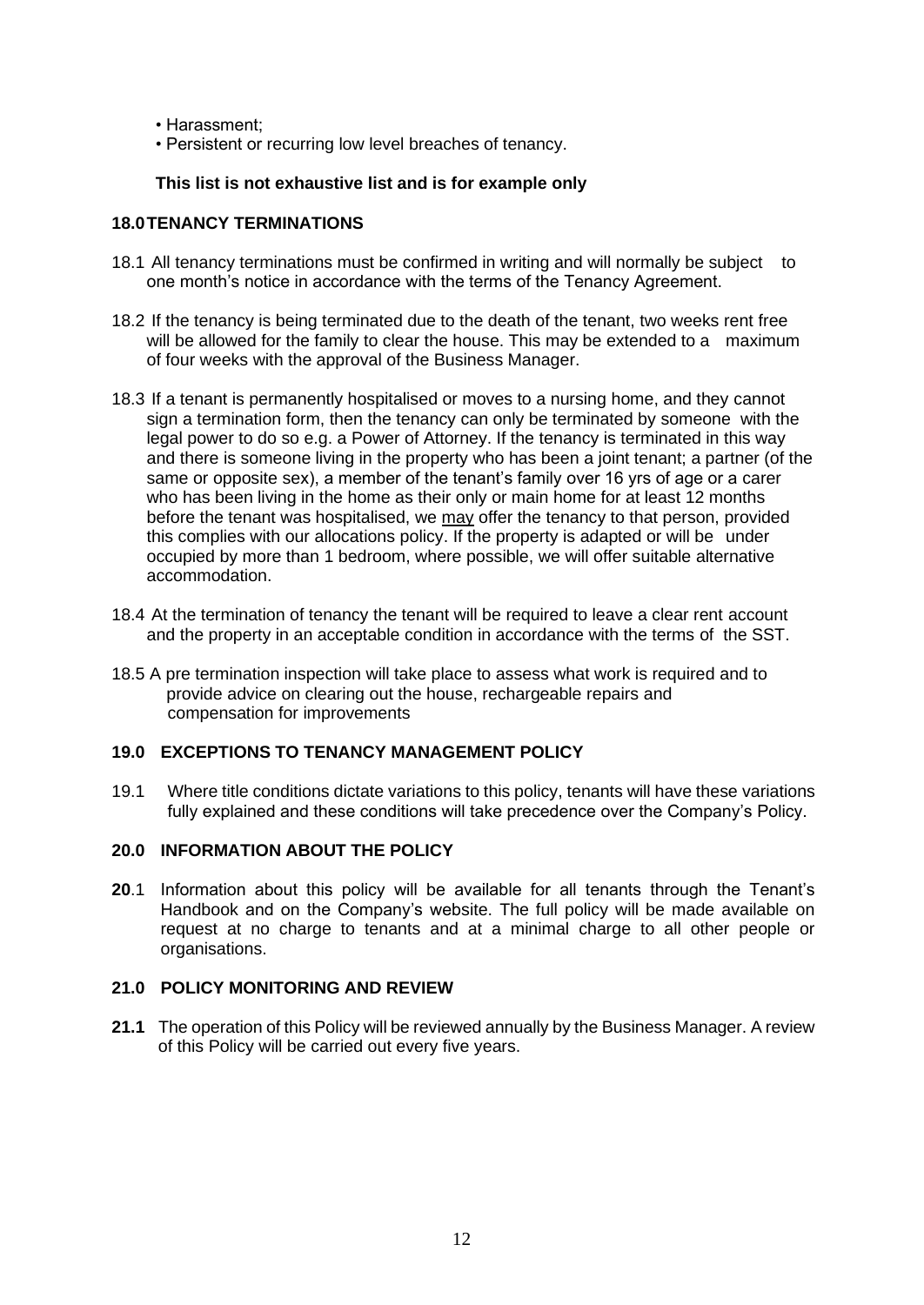- Harassment;
- Persistent or recurring low level breaches of tenancy.

**This list is not exhaustive list and is for example only**

## 18.0 TENANCY TERMINATIONS

18.1 All tenancy terminations must be confirmed in writing and will normally be subject to one month's notice in accordance with the terms of the Tenancy Agreement.

18.2 If the tenancy is being terminated due to the death of the tenant, two weeks rent free will be allowed for the family to clear the house. This may be extended to a maximum of four weeks with the approval of the Business Manager.

18.3 If a tenant is permanently hospitalised or moves to a nursing home, and they cannot sign a termination form, then the tenancy can only be terminated by someone with the legal power to do so e.g. a Power of Attorney. If the tenancy is terminated in this way and there is someone living in the property who has been a joint tenant; a partner (of the same or opposite sex), a member of the tenant's family over 16 yrs of age or a carer who has been living in the home as their only or main home for at least 12 months before the tenant was hospitalised, we <u>may</u> offer the tenancy to that person, provided this complies with our allocations policy. If the property is adapted or will be under occupied by more than 1 bedroom, where possible, we will offer suitable alternative accommodation.

18.4 At the termination of tenancy the tenant will be required to leave a clear rent account and the property in an acceptable condition in accordance with the terms of the SST.

18.5 A pre termination inspection will take place to assess what work is required and to provide advice on clearing out the house, rechargeable repairs and compensation for improvements

## 19.0 EXCEPTIONS TO TENANCY MANAGEMENT POLICY

19.1 Where title conditions dictate variations to this policy, tenants will have these variations fully explained and these conditions will take precedence over the Company's Policy.

## 20.0 INFORMATION ABOUT THE POLICY

**20**.1 Information about this policy will be available for all tenants through the Tenant's Handbook and on the Company's website. The full policy will be made available on request at no charge to tenants and at a minimal charge to all other people or organisations.

## 21.0 POLICY MONITORING AND REVIEW

**21.1** The operation of this Policy will be reviewed annually by the Business Manager. A review of this Policy will be carried out every five years.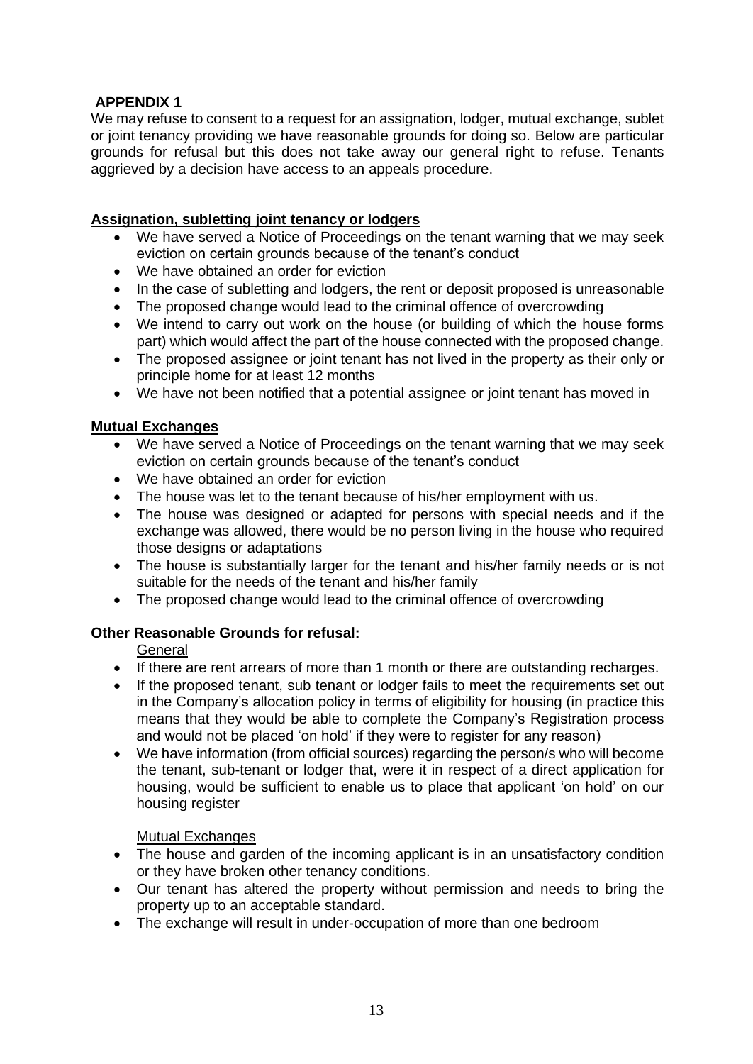## APPENDIX 1

We may refuse to consent to a request for an assignation, lodger, mutual exchange, sublet or joint tenancy providing we have reasonable grounds for doing so. Below are particular grounds for refusal but this does not take away our general right to refuse. Tenants aggrieved by a decision have access to an appeals procedure.

### <u>Assignation, subletting joint tenancy or lodgers</u>

- We have served a Notice of Proceedings on the tenant warning that we may seek eviction on certain grounds because of the tenant's conduct
- We have obtained an order for eviction
- In the case of subletting and lodgers, the rent or deposit proposed is unreasonable
- The proposed change would lead to the criminal offence of overcrowding
- We intend to carry out work on the house (or building of which the house forms part) which would affect the part of the house connected with the proposed change.
- The proposed assignee or joint tenant has not lived in the property as their only or principle home for at least 12 months
- We have not been notified that a potential assignee or joint tenant has moved in

### <u>Mutual Exchanges</u>

- We have served a Notice of Proceedings on the tenant warning that we may seek eviction on certain grounds because of the tenant's conduct
- We have obtained an order for eviction
- The house was let to the tenant because of his/her employment with us.
- The house was designed or adapted for persons with special needs and if the exchange was allowed, there would be no person living in the house who required those designs or adaptations
- The house is substantially larger for the tenant and his/her family needs or is not suitable for the needs of the tenant and his/her family
- The proposed change would lead to the criminal offence of overcrowding

### Other Reasonable Grounds for refusal:

<u>General</u>

- If there are rent arrears of more than 1 month or there are outstanding recharges.
- If the proposed tenant, sub tenant or lodger fails to meet the requirements set out in the Company's allocation policy in terms of eligibility for housing (in practice this means that they would be able to complete the Company's Registration process and would not be placed 'on hold' if they were to register for any reason)
- We have information (from official sources) regarding the person/s who will become the tenant, sub-tenant or lodger that, were it in respect of a direct application for housing, would be sufficient to enable us to place that applicant 'on hold' on our housing register

<u>Mutual Exchanges</u>

- The house and garden of the incoming applicant is in an unsatisfactory condition or they have broken other tenancy conditions.
- Our tenant has altered the property without permission and needs to bring the property up to an acceptable standard.
- The exchange will result in under-occupation of more than one bedroom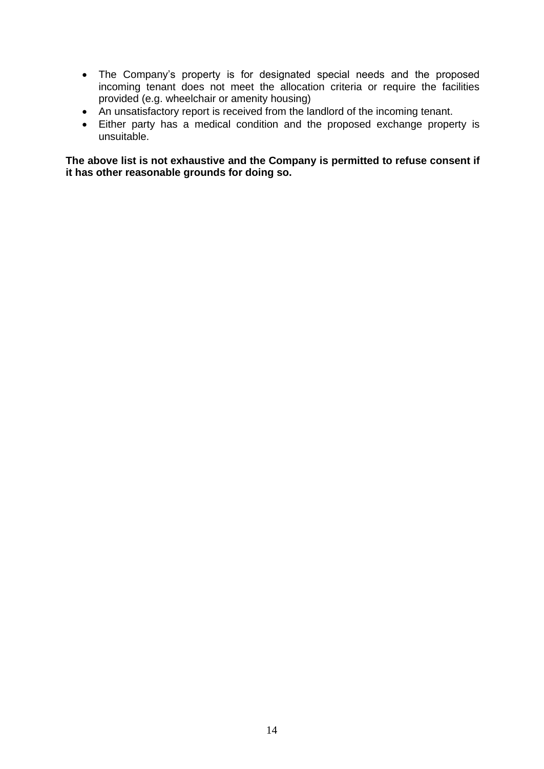- The Company's property is for designated special needs and the proposed incoming tenant does not meet the allocation criteria or require the facilities provided (e.g. wheelchair or amenity housing)
- An unsatisfactory report is received from the landlord of the incoming tenant.
- Either party has a medical condition and the proposed exchange property is unsuitable.

**The above list is not exhaustive and the Company is permitted to refuse consent if it has other reasonable grounds for doing so.**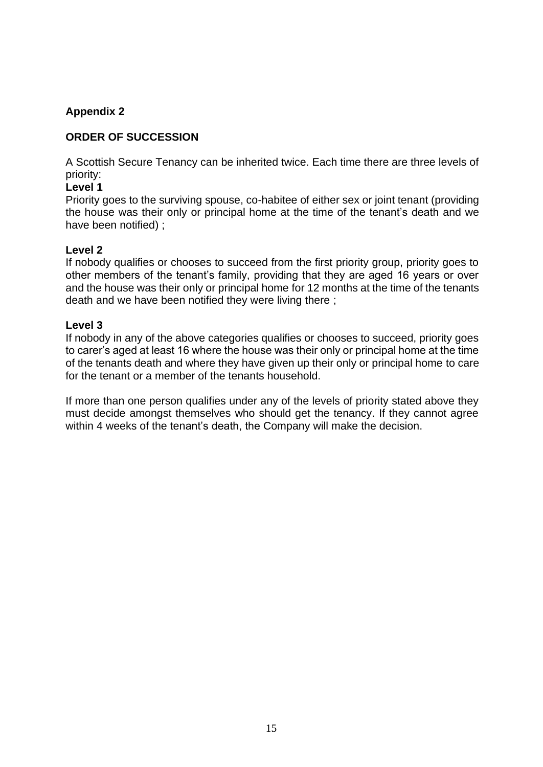## Appendix 2

### ORDER OF SUCCESSION

A Scottish Secure Tenancy can be inherited twice. Each time there are three levels of priority:

**Level 1**
Priority goes to the surviving spouse, co-habitee of either sex or joint tenant (providing the house was their only or principal home at the time of the tenant's death and we have been notified) ;

**Level 2**
If nobody qualifies or chooses to succeed from the first priority group, priority goes to other members of the tenant's family, providing that they are aged 16 years or over and the house was their only or principal home for 12 months at the time of the tenants death and we have been notified they were living there ;

**Level 3**
If nobody in any of the above categories qualifies or chooses to succeed, priority goes to carer's aged at least 16 where the house was their only or principal home at the time of the tenants death and where they have given up their only or principal home to care for the tenant or a member of the tenants household.

If more than one person qualifies under any of the levels of priority stated above they must decide amongst themselves who should get the tenancy. If they cannot agree within 4 weeks of the tenant's death, the Company will make the decision.